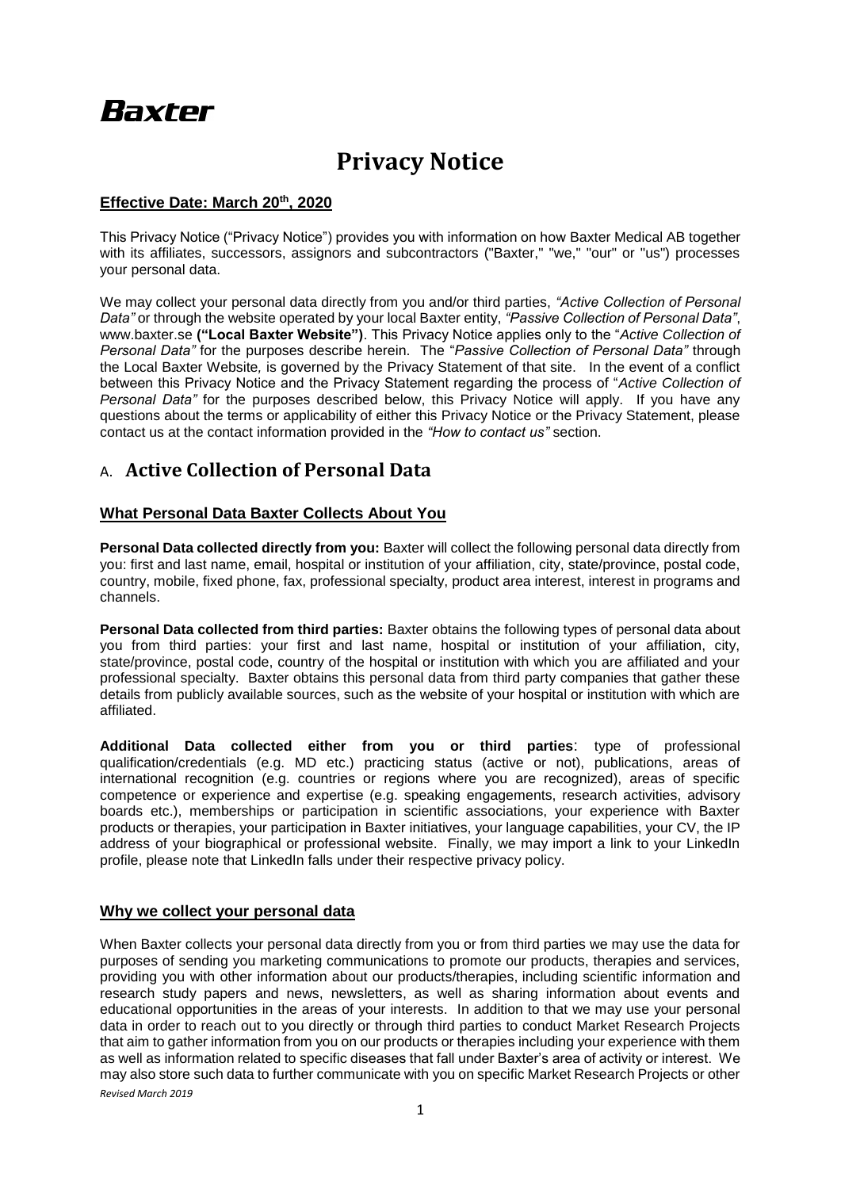# Baxter

# Privacy Notice

**Effective Date: March 20th, 2020**

This Privacy Notice ("Privacy Notice") provides you with information on how Baxter Medical AB together with its affiliates, successors, assignors and subcontractors ("Baxter," "we," "our" or "us") processes your personal data.

We may collect your personal data directly from you and/or third parties, *"Active Collection of Personal Data"* or through the website operated by your local Baxter entity, *"Passive Collection of Personal Data"*, www.baxter.se **("Local Baxter Website")**. This Privacy Notice applies only to the "*Active Collection of Personal Data"* for the purposes describe herein. The "*Passive Collection of Personal Data"* through the Local Baxter Website*,* is governed by the Privacy Statement of that site. In the event of a conflict between this Privacy Notice and the Privacy Statement regarding the process of "*Active Collection of Personal Data"* for the purposes described below, this Privacy Notice will apply. If you have any questions about the terms or applicability of either this Privacy Notice or the Privacy Statement, please contact us at the contact information provided in the *"How to contact us"* section.

## A. Active Collection of Personal Data

### What Personal Data Baxter Collects About You

**Personal Data collected directly from you:** Baxter will collect the following personal data directly from you: first and last name, email, hospital or institution of your affiliation, city, state/province, postal code, country, mobile, fixed phone, fax, professional specialty, product area interest, interest in programs and channels.

**Personal Data collected from third parties:** Baxter obtains the following types of personal data about you from third parties: your first and last name, hospital or institution of your affiliation, city, state/province, postal code, country of the hospital or institution with which you are affiliated and your professional specialty. Baxter obtains this personal data from third party companies that gather these details from publicly available sources, such as the website of your hospital or institution with which are affiliated.

**Additional Data collected either from you or third parties**: type of professional qualification/credentials (e.g. MD etc.) practicing status (active or not), publications, areas of international recognition (e.g. countries or regions where you are recognized), areas of specific competence or experience and expertise (e.g. speaking engagements, research activities, advisory boards etc.), memberships or participation in scientific associations, your experience with Baxter products or therapies, your participation in Baxter initiatives, your language capabilities, your CV, the IP address of your biographical or professional website. Finally, we may import a link to your LinkedIn profile, please note that LinkedIn falls under their respective privacy policy.

### Why we collect your personal data

When Baxter collects your personal data directly from you or from third parties we may use the data for purposes of sending you marketing communications to promote our products, therapies and services, providing you with other information about our products/therapies, including scientific information and research study papers and news, newsletters, as well as sharing information about events and educational opportunities in the areas of your interests. In addition to that we may use your personal data in order to reach out to you directly or through third parties to conduct Market Research Projects that aim to gather information from you on our products or therapies including your experience with them as well as information related to specific diseases that fall under Baxter's area of activity or interest. We may also store such data to further communicate with you on specific Market Research Projects or other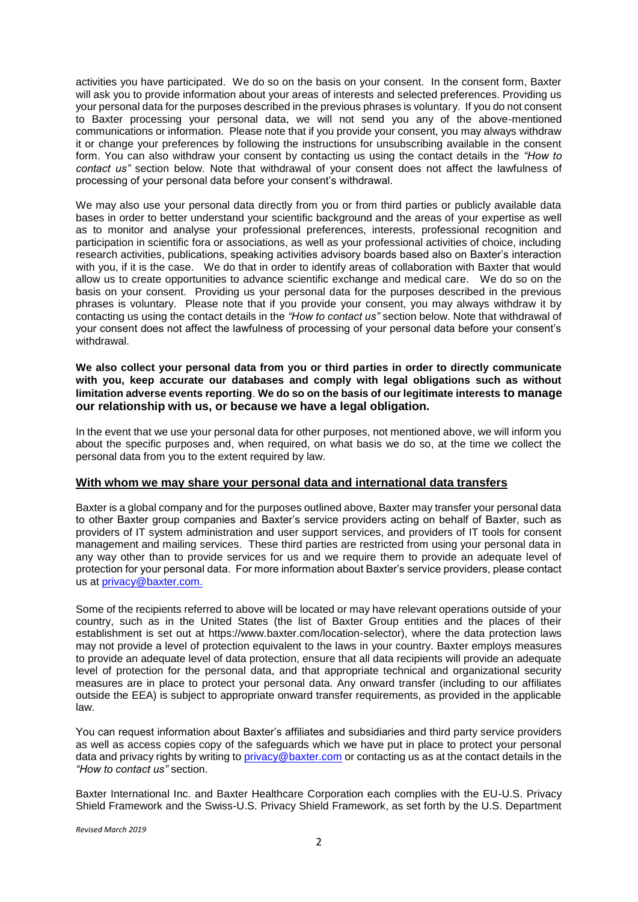activities you have participated. We do so on the basis on your consent. In the consent form, Baxter will ask you to provide information about your areas of interests and selected preferences. Providing us your personal data for the purposes described in the previous phrases is voluntary. If you do not consent to Baxter processing your personal data, we will not send you any of the above-mentioned communications or information. Please note that if you provide your consent, you may always withdraw it or change your preferences by following the instructions for unsubscribing available in the consent form. You can also withdraw your consent by contacting us using the contact details in the *"How to contact us"* section below. Note that withdrawal of your consent does not affect the lawfulness of processing of your personal data before your consent's withdrawal.

We may also use your personal data directly from you or from third parties or publicly available data bases in order to better understand your scientific background and the areas of your expertise as well as to monitor and analyse your professional preferences, interests, professional recognition and participation in scientific fora or associations, as well as your professional activities of choice, including research activities, publications, speaking activities advisory boards based also on Baxter's interaction with you, if it is the case. We do that in order to identify areas of collaboration with Baxter that would allow us to create opportunities to advance scientific exchange and medical care. We do so on the basis on your consent. Providing us your personal data for the purposes described in the previous phrases is voluntary. Please note that if you provide your consent, you may always withdraw it by contacting us using the contact details in the *"How to contact us"* section below. Note that withdrawal of your consent does not affect the lawfulness of processing of your personal data before your consent's withdrawal.

**We also collect your personal data from you or third parties in order to directly communicate with you, keep accurate our databases and comply with legal obligations such as without limitation adverse events reporting. We do so on the basis of our legitimate interests to manage our relationship with us, or because we have a legal obligation.**

In the event that we use your personal data for other purposes, not mentioned above, we will inform you about the specific purposes and, when required, on what basis we do so, at the time we collect the personal data from you to the extent required by law.

## With whom we may share your personal data and international data transfers

Baxter is a global company and for the purposes outlined above, Baxter may transfer your personal data to other Baxter group companies and Baxter's service providers acting on behalf of Baxter, such as providers of IT system administration and user support services, and providers of IT tools for consent management and mailing services. These third parties are restricted from using your personal data in any way other than to provide services for us and we require them to provide an adequate level of protection for your personal data. For more information about Baxter's service providers, please contact us at privacy@baxter.com.

Some of the recipients referred to above will be located or may have relevant operations outside of your country, such as in the United States (the list of Baxter Group entities and the places of their establishment is set out at https://www.baxter.com/location-selector), where the data protection laws may not provide a level of protection equivalent to the laws in your country. Baxter employs measures to provide an adequate level of data protection, ensure that all data recipients will provide an adequate level of protection for the personal data, and that appropriate technical and organizational security measures are in place to protect your personal data. Any onward transfer (including to our affiliates outside the EEA) is subject to appropriate onward transfer requirements, as provided in the applicable law.

You can request information about Baxter's affiliates and subsidiaries and third party service providers as well as access copies copy of the safeguards which we have put in place to protect your personal data and privacy rights by writing to privacy@baxter.com or contacting us as at the contact details in the *"How to contact us"* section.

Baxter International Inc. and Baxter Healthcare Corporation each complies with the EU-U.S. Privacy Shield Framework and the Swiss-U.S. Privacy Shield Framework, as set forth by the U.S. Department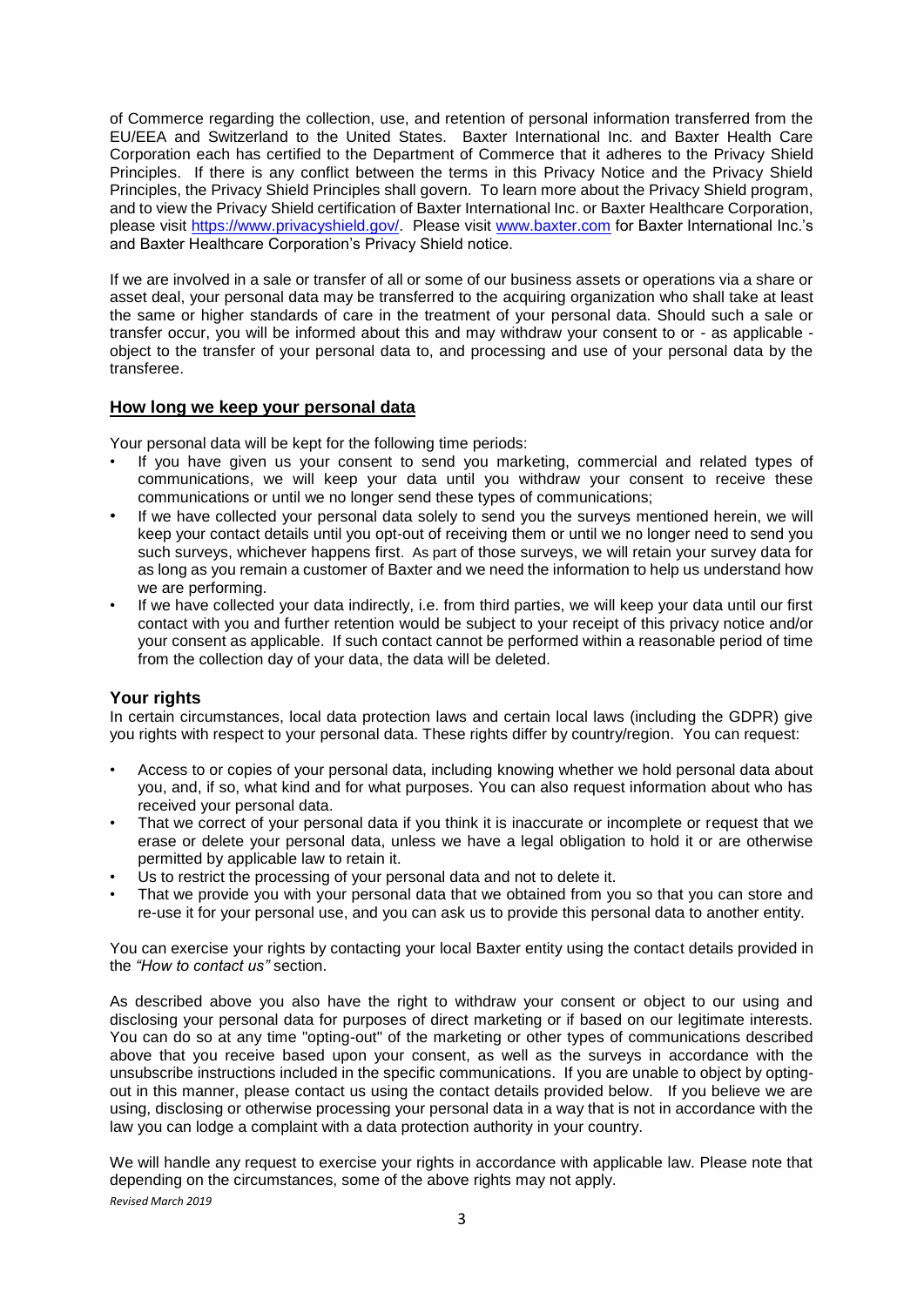of Commerce regarding the collection, use, and retention of personal information transferred from the EU/EEA and Switzerland to the United States. Baxter International Inc. and Baxter Health Care Corporation each has certified to the Department of Commerce that it adheres to the Privacy Shield Principles. If there is any conflict between the terms in this Privacy Notice and the Privacy Shield Principles, the Privacy Shield Principles shall govern. To learn more about the Privacy Shield program, and to view the Privacy Shield certification of Baxter International Inc. or Baxter Healthcare Corporation, please visit [https://www.privacyshield.gov/](https://www.privacyshield.gov/). Please visit [www.baxter.com](www.baxter.com) for Baxter International Inc.'s and Baxter Healthcare Corporation's Privacy Shield notice.

If we are involved in a sale or transfer of all or some of our business assets or operations via a share or asset deal, your personal data may be transferred to the acquiring organization who shall take at least the same or higher standards of care in the treatment of your personal data. Should such a sale or transfer occur, you will be informed about this and may withdraw your consent to or - as applicable - object to the transfer of your personal data to, and processing and use of your personal data by the transferee.

## How long we keep your personal data

Your personal data will be kept for the following time periods:

- If you have given us your consent to send you marketing, commercial and related types of communications, we will keep your data until you withdraw your consent to receive these communications or until we no longer send these types of communications;
- If we have collected your personal data solely to send you the surveys mentioned herein, we will keep your contact details until you opt-out of receiving them or until we no longer need to send you such surveys, whichever happens first. As part of those surveys, we will retain your survey data for as long as you remain a customer of Baxter and we need the information to help us understand how we are performing.
- If we have collected your data indirectly, i.e. from third parties, we will keep your data until our first contact with you and further retention would be subject to your receipt of this privacy notice and/or your consent as applicable. If such contact cannot be performed within a reasonable period of time from the collection day of your data, the data will be deleted.

## Your rights

In certain circumstances, local data protection laws and certain local laws (including the GDPR) give you rights with respect to your personal data. These rights differ by country/region. You can request:

- Access to or copies of your personal data, including knowing whether we hold personal data about you, and, if so, what kind and for what purposes. You can also request information about who has received your personal data.
- That we correct of your personal data if you think it is inaccurate or incomplete or request that we erase or delete your personal data, unless we have a legal obligation to hold it or are otherwise permitted by applicable law to retain it.
- Us to restrict the processing of your personal data and not to delete it.
- That we provide you with your personal data that we obtained from you so that you can store and re-use it for your personal use, and you can ask us to provide this personal data to another entity.

You can exercise your rights by contacting your local Baxter entity using the contact details provided in the *"How to contact us"* section.

As described above you also have the right to withdraw your consent or object to our using and disclosing your personal data for purposes of direct marketing or if based on our legitimate interests. You can do so at any time "opting-out" of the marketing or other types of communications described above that you receive based upon your consent, as well as the surveys in accordance with the unsubscribe instructions included in the specific communications. If you are unable to object by opting-out in this manner, please contact us using the contact details provided below. If you believe we are using, disclosing or otherwise processing your personal data in a way that is not in accordance with the law you can lodge a complaint with a data protection authority in your country.

We will handle any request to exercise your rights in accordance with applicable law. Please note that depending on the circumstances, some of the above rights may not apply.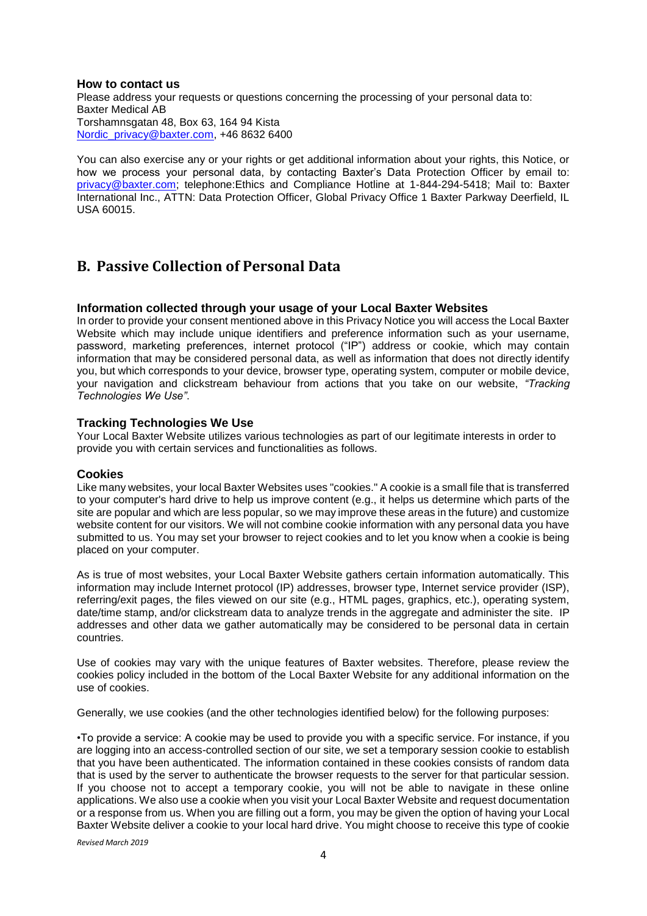### How to contact us

Please address your requests or questions concerning the processing of your personal data to:
Baxter Medical AB
Torshamnsgatan 48, Box 63, 164 94 Kista
Nordic_privacy@baxter.com, +46 8632 6400

You can also exercise any or your rights or get additional information about your rights, this Notice, or how we process your personal data, by contacting Baxter's Data Protection Officer by email to: privacy@baxter.com; telephone:Ethics and Compliance Hotline at 1-844-294-5418; Mail to: Baxter International Inc., ATTN: Data Protection Officer, Global Privacy Office 1 Baxter Parkway Deerfield, IL USA 60015.

## B. Passive Collection of Personal Data

### Information collected through your usage of your Local Baxter Websites

In order to provide your consent mentioned above in this Privacy Notice you will access the Local Baxter Website which may include unique identifiers and preference information such as your username, password, marketing preferences, internet protocol ("IP") address or cookie, which may contain information that may be considered personal data, as well as information that does not directly identify you, but which corresponds to your device, browser type, operating system, computer or mobile device, your navigation and clickstream behaviour from actions that you take on our website, *"Tracking Technologies We Use"*.

### Tracking Technologies We Use

Your Local Baxter Website utilizes various technologies as part of our legitimate interests in order to provide you with certain services and functionalities as follows.

### Cookies

Like many websites, your local Baxter Websites uses "cookies." A cookie is a small file that is transferred to your computer's hard drive to help us improve content (e.g., it helps us determine which parts of the site are popular and which are less popular, so we may improve these areas in the future) and customize website content for our visitors. We will not combine cookie information with any personal data you have submitted to us. You may set your browser to reject cookies and to let you know when a cookie is being placed on your computer.

As is true of most websites, your Local Baxter Website gathers certain information automatically. This information may include Internet protocol (IP) addresses, browser type, Internet service provider (ISP), referring/exit pages, the files viewed on our site (e.g., HTML pages, graphics, etc.), operating system, date/time stamp, and/or clickstream data to analyze trends in the aggregate and administer the site. IP addresses and other data we gather automatically may be considered to be personal data in certain countries.

Use of cookies may vary with the unique features of Baxter websites. Therefore, please review the cookies policy included in the bottom of the Local Baxter Website for any additional information on the use of cookies.

Generally, we use cookies (and the other technologies identified below) for the following purposes:

•To provide a service: A cookie may be used to provide you with a specific service. For instance, if you are logging into an access-controlled section of our site, we set a temporary session cookie to establish that you have been authenticated. The information contained in these cookies consists of random data that is used by the server to authenticate the browser requests to the server for that particular session. If you choose not to accept a temporary cookie, you will not be able to navigate in these online applications. We also use a cookie when you visit your Local Baxter Website and request documentation or a response from us. When you are filling out a form, you may be given the option of having your Local Baxter Website deliver a cookie to your local hard drive. You might choose to receive this type of cookie

*Revised March 2019*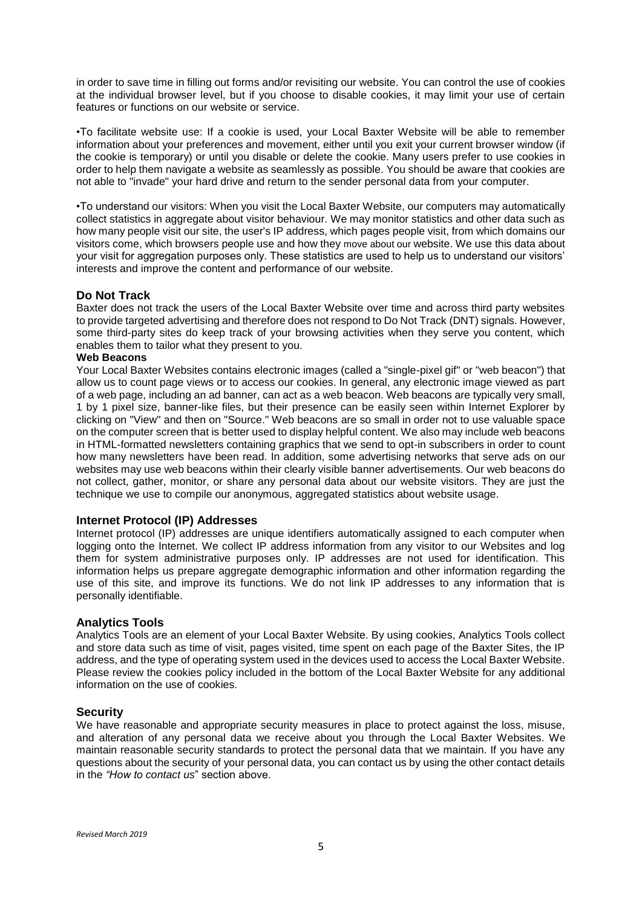in order to save time in filling out forms and/or revisiting our website. You can control the use of cookies at the individual browser level, but if you choose to disable cookies, it may limit your use of certain features or functions on our website or service.

•To facilitate website use: If a cookie is used, your Local Baxter Website will be able to remember information about your preferences and movement, either until you exit your current browser window (if the cookie is temporary) or until you disable or delete the cookie. Many users prefer to use cookies in order to help them navigate a website as seamlessly as possible. You should be aware that cookies are not able to "invade" your hard drive and return to the sender personal data from your computer.

•To understand our visitors: When you visit the Local Baxter Website, our computers may automatically collect statistics in aggregate about visitor behaviour. We may monitor statistics and other data such as how many people visit our site, the user's IP address, which pages people visit, from which domains our visitors come, which browsers people use and how they move about our website. We use this data about your visit for aggregation purposes only. These statistics are used to help us to understand our visitors' interests and improve the content and performance of our website.

## Do Not Track

Baxter does not track the users of the Local Baxter Website over time and across third party websites to provide targeted advertising and therefore does not respond to Do Not Track (DNT) signals. However, some third-party sites do keep track of your browsing activities when they serve you content, which enables them to tailor what they present to you.

### Web Beacons

Your Local Baxter Websites contains electronic images (called a "single-pixel gif" or "web beacon") that allow us to count page views or to access our cookies. In general, any electronic image viewed as part of a web page, including an ad banner, can act as a web beacon. Web beacons are typically very small, 1 by 1 pixel size, banner-like files, but their presence can be easily seen within Internet Explorer by clicking on "View" and then on "Source." Web beacons are so small in order not to use valuable space on the computer screen that is better used to display helpful content. We also may include web beacons in HTML-formatted newsletters containing graphics that we send to opt-in subscribers in order to count how many newsletters have been read. In addition, some advertising networks that serve ads on our websites may use web beacons within their clearly visible banner advertisements. Our web beacons do not collect, gather, monitor, or share any personal data about our website visitors. They are just the technique we use to compile our anonymous, aggregated statistics about website usage.

## Internet Protocol (IP) Addresses

Internet protocol (IP) addresses are unique identifiers automatically assigned to each computer when logging onto the Internet. We collect IP address information from any visitor to our Websites and log them for system administrative purposes only. IP addresses are not used for identification. This information helps us prepare aggregate demographic information and other information regarding the use of this site, and improve its functions. We do not link IP addresses to any information that is personally identifiable.

## Analytics Tools

Analytics Tools are an element of your Local Baxter Website. By using cookies, Analytics Tools collect and store data such as time of visit, pages visited, time spent on each page of the Baxter Sites, the IP address, and the type of operating system used in the devices used to access the Local Baxter Website. Please review the cookies policy included in the bottom of the Local Baxter Website for any additional information on the use of cookies.

## Security

We have reasonable and appropriate security measures in place to protect against the loss, misuse, and alteration of any personal data we receive about you through the Local Baxter Websites. We maintain reasonable security standards to protect the personal data that we maintain. If you have any questions about the security of your personal data, you can contact us by using the other contact details in the *"How to contact us"* section above.

*Revised March 2019*